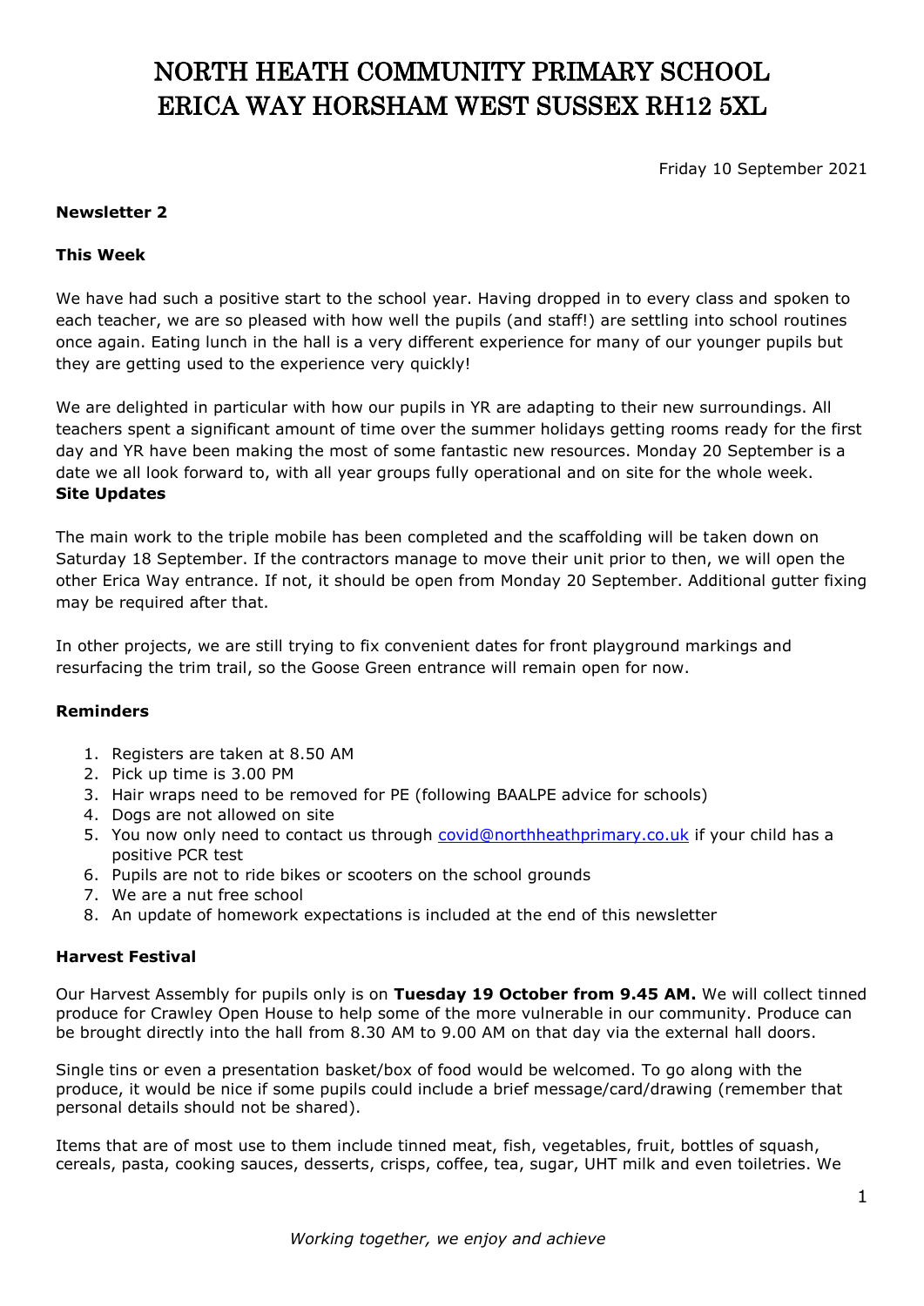# NORTH HEATH COMMUNITY PRIMARY SCHOOL
# ERICA WAY HORSHAM WEST SUSSEX RH12 5XL

Friday 10 September 2021

**Newsletter 2**

**This Week**

We have had such a positive start to the school year. Having dropped in to every class and spoken to each teacher, we are so pleased with how well the pupils (and staff!) are settling into school routines once again. Eating lunch in the hall is a very different experience for many of our younger pupils but they are getting used to the experience very quickly!

We are delighted in particular with how our pupils in YR are adapting to their new surroundings. All teachers spent a significant amount of time over the summer holidays getting rooms ready for the first day and YR have been making the most of some fantastic new resources. Monday 20 September is a date we all look forward to, with all year groups fully operational and on site for the whole week.

**Site Updates**

The main work to the triple mobile has been completed and the scaffolding will be taken down on Saturday 18 September. If the contractors manage to move their unit prior to then, we will open the other Erica Way entrance. If not, it should be open from Monday 20 September. Additional gutter fixing may be required after that.

In other projects, we are still trying to fix convenient dates for front playground markings and resurfacing the trim trail, so the Goose Green entrance will remain open for now.

**Reminders**

1. Registers are taken at 8.50 AM
2. Pick up time is 3.00 PM
3. Hair wraps need to be removed for PE (following BAALPE advice for schools)
4. Dogs are not allowed on site
5. You now only need to contact us through covid@northheathprimary.co.uk if your child has a positive PCR test
6. Pupils are not to ride bikes or scooters on the school grounds
7. We are a nut free school
8. An update of homework expectations is included at the end of this newsletter

**Harvest Festival**

Our Harvest Assembly for pupils only is on **Tuesday 19 October from 9.45 AM.** We will collect tinned produce for Crawley Open House to help some of the more vulnerable in our community. Produce can be brought directly into the hall from 8.30 AM to 9.00 AM on that day via the external hall doors.

Single tins or even a presentation basket/box of food would be welcomed. To go along with the produce, it would be nice if some pupils could include a brief message/card/drawing (remember that personal details should not be shared).

Items that are of most use to them include tinned meat, fish, vegetables, fruit, bottles of squash, cereals, pasta, cooking sauces, desserts, crisps, coffee, tea, sugar, UHT milk and even toiletries. We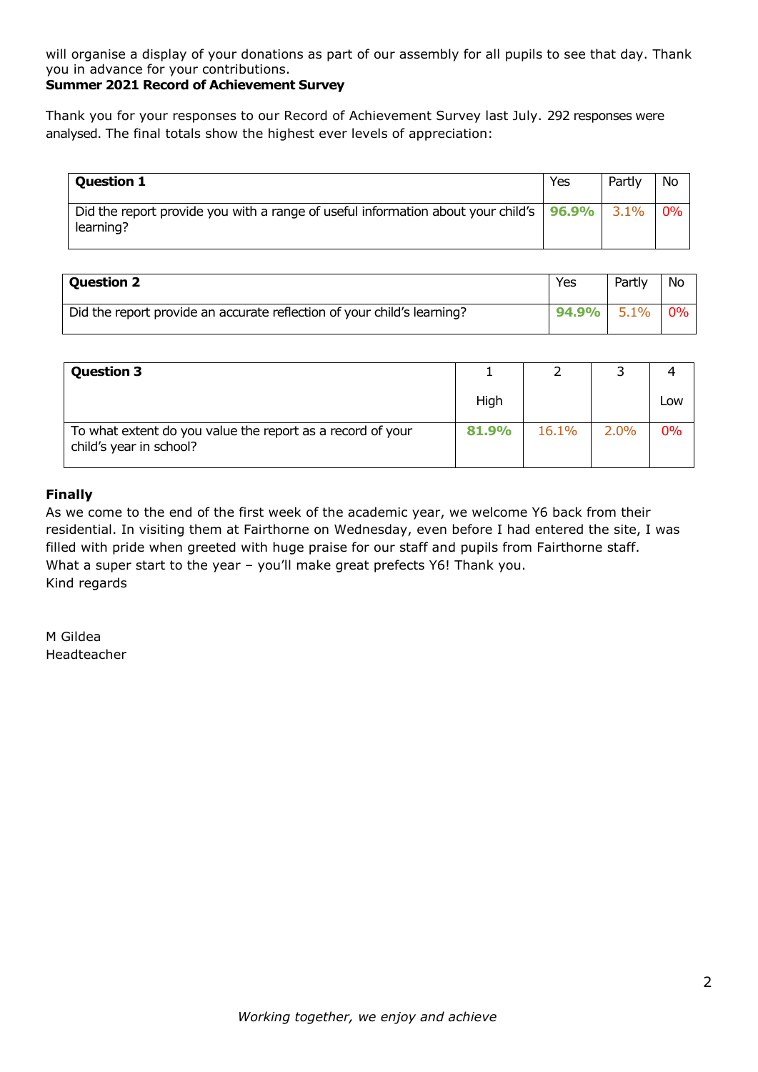will organise a display of your donations as part of our assembly for all pupils to see that day. Thank you in advance for your contributions.

**Summer 2021 Record of Achievement Survey**

Thank you for your responses to our Record of Achievement Survey last July. 292 responses were analysed. The final totals show the highest ever levels of appreciation:

| **Question 1** | Yes | Partly | No |
|---|---|---|---|
| Did the report provide you with a range of useful information about your child's learning? | **96.9%** | 3.1% | 0% |

| **Question 2** | Yes | Partly | No |
|---|---|---|---|
| Did the report provide an accurate reflection of your child's learning? | **94.9%** | 5.1% | 0% |

| **Question 3** | 1<br>High | 2 | 3 | 4<br>Low |
|---|---|---|---|---|
| To what extent do you value the report as a record of your child's year in school? | **81.9%** | 16.1% | 2.0% | 0% |

**Finally**

As we come to the end of the first week of the academic year, we welcome Y6 back from their residential. In visiting them at Fairthorne on Wednesday, even before I had entered the site, I was filled with pride when greeted with huge praise for our staff and pupils from Fairthorne staff. What a super start to the year – you'll make great prefects Y6! Thank you.

Kind regards

M Gildea
Headteacher

*Working together, we enjoy and achieve*